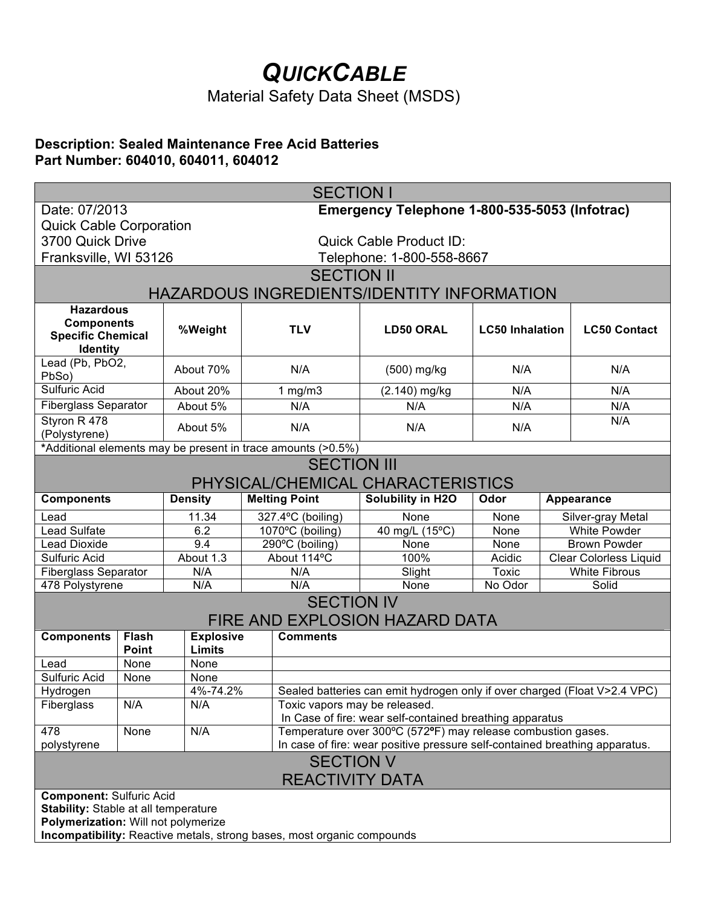# QUICKCABLE

Material Safety Data Sheet (MSDS)

**Description: Sealed Maintenance Free Acid Batteries**
**Part Number: 604010, 604011, 604012**

## SECTION I

| | |
|---|---|
| Date: 07/2013 | **Emergency Telephone 1-800-535-5053 (Infotrac)** |
| Quick Cable Corporation | |
| 3700 Quick Drive | Quick Cable Product ID: |
| Franksville, WI 53126 | Telephone: 1-800-558-8667 |

## SECTION II
## HAZARDOUS INGREDIENTS/IDENTITY INFORMATION

| Hazardous Components Specific Chemical Identity | %Weight | TLV | LD50 ORAL | LC50 Inhalation | LC50 Contact |
|---|---|---|---|---|---|
| Lead (Pb, $PbO_2$, PbSo) | About 70% | N/A | (500) mg/kg | N/A | N/A |
| Sulfuric Acid | About 20% | 1 mg/m3 | (2.140) mg/kg | N/A | N/A |
| Fiberglass Separator | About 5% | N/A | N/A | N/A | N/A |
| Styron R 478 (Polystyrene) | About 5% | N/A | N/A | N/A | N/A |

*Additional elements may be present in trace amounts (>0.5%)

## SECTION III
## PHYSICAL/CHEMICAL CHARACTERISTICS

| Components | Density | Melting Point | Solubility in H2O | Odor | Appearance |
|---|---|---|---|---|---|
| Lead | 11.34 | 327.4ºC (boiling) | None | None | Silver-gray Metal |
| Lead Sulfate | 6.2 | 1070ºC (boiling) | 40 mg/L (15ºC) | None | White Powder |
| Lead Dioxide | 9.4 | 290ºC (boiling) | None | None | Brown Powder |
| Sulfuric Acid | About 1.3 | About 114ºC | 100% | Acidic | Clear Colorless Liquid |
| Fiberglass Separator | N/A | N/A | Slight | Toxic | White Fibrous |
| 478 Polystyrene | N/A | N/A | None | No Odor | Solid |

## SECTION IV
## FIRE AND EXPLOSION HAZARD DATA

| Components | Flash Point | Explosive Limits | Comments |
|---|---|---|---|
| Lead | None | None | |
| Sulfuric Acid | None | None | |
| Hydrogen | | 4%-74.2% | Sealed batteries can emit hydrogen only if over charged (Float V>2.4 VPC) |
| Fiberglass | N/A | N/A | Toxic vapors may be released. In Case of fire: wear self-contained breathing apparatus |
| 478 polystyrene | None | N/A | Temperature over 300ºC (572ºF) may release combustion gases. In case of fire: wear positive pressure self-contained breathing apparatus. |

## SECTION V
## REACTIVITY DATA

**Component:** Sulfuric Acid
**Stability:** Stable at all temperature
**Polymerization:** Will not polymerize
**Incompatibility:** Reactive metals, strong bases, most organic compounds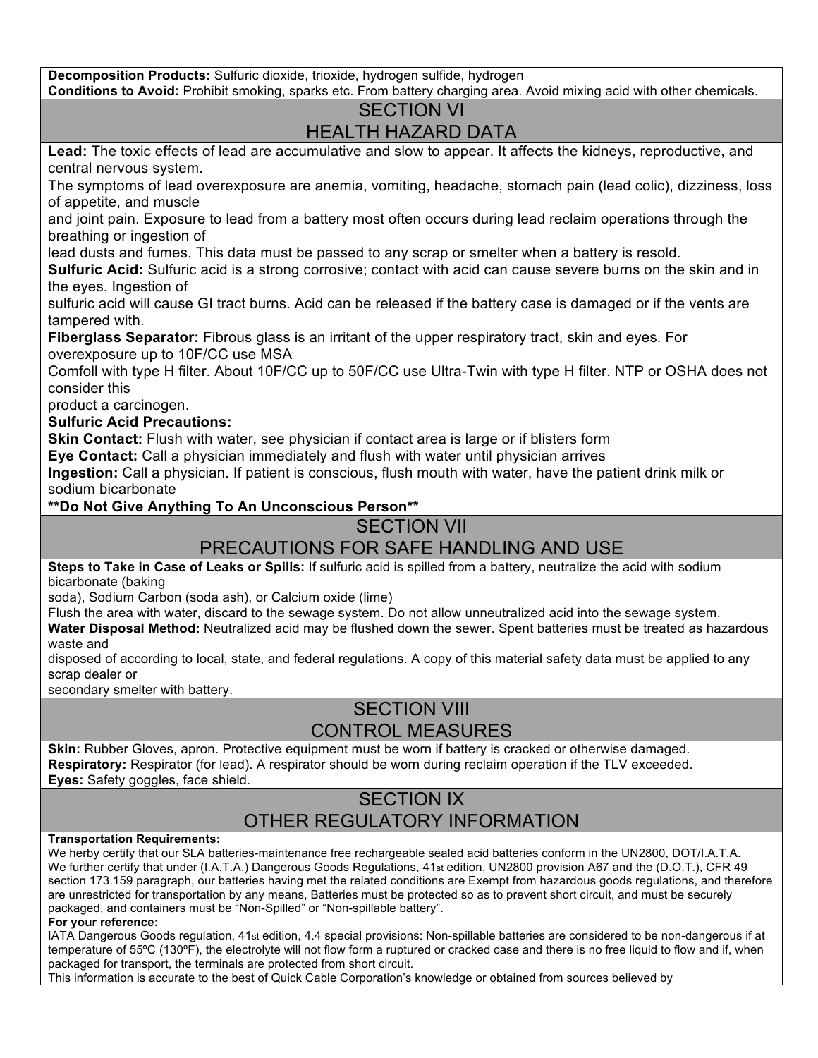**Decomposition Products:** Sulfuric dioxide, trioxide, hydrogen sulfide, hydrogen

**Conditions to Avoid:** Prohibit smoking, sparks etc. From battery charging area. Avoid mixing acid with other chemicals.

## SECTION VI
## HEALTH HAZARD DATA

**Lead:** The toxic effects of lead are accumulative and slow to appear. It affects the kidneys, reproductive, and central nervous system.
The symptoms of lead overexposure are anemia, vomiting, headache, stomach pain (lead colic), dizziness, loss of appetite, and muscle
and joint pain. Exposure to lead from a battery most often occurs during lead reclaim operations through the breathing or ingestion of
lead dusts and fumes. This data must be passed to any scrap or smelter when a battery is resold.

**Sulfuric Acid:** Sulfuric acid is a strong corrosive; contact with acid can cause severe burns on the skin and in the eyes. Ingestion of
sulfuric acid will cause GI tract burns. Acid can be released if the battery case is damaged or if the vents are tampered with.

**Fiberglass Separator:** Fibrous glass is an irritant of the upper respiratory tract, skin and eyes. For overexposure up to 10F/CC use MSA
Comfoll with type H filter. About 10F/CC up to 50F/CC use Ultra-Twin with type H filter. NTP or OSHA does not consider this
product a carcinogen.

**Sulfuric Acid Precautions:**

**Skin Contact:** Flush with water, see physician if contact area is large or if blisters form

**Eye Contact:** Call a physician immediately and flush with water until physician arrives

**Ingestion:** Call a physician. If patient is conscious, flush mouth with water, have the patient drink milk or sodium bicarbonate

****Do Not Give Anything To An Unconscious Person****

## SECTION VII
## PRECAUTIONS FOR SAFE HANDLING AND USE

**Steps to Take in Case of Leaks or Spills:** If sulfuric acid is spilled from a battery, neutralize the acid with sodium bicarbonate (baking
soda), Sodium Carbon (soda ash), or Calcium oxide (lime)
Flush the area with water, discard to the sewage system. Do not allow unneutralized acid into the sewage system.

**Water Disposal Method:** Neutralized acid may be flushed down the sewer. Spent batteries must be treated as hazardous waste and
disposed of according to local, state, and federal regulations. A copy of this material safety data must be applied to any scrap dealer or
secondary smelter with battery.

## SECTION VIII
## CONTROL MEASURES

**Skin:** Rubber Gloves, apron. Protective equipment must be worn if battery is cracked or otherwise damaged.

**Respiratory:** Respirator (for lead). A respirator should be worn during reclaim operation if the TLV exceeded.

**Eyes:** Safety goggles, face shield.

## SECTION IX
## OTHER REGULATORY INFORMATION

**Transportation Requirements:**

We herby certify that our SLA batteries-maintenance free rechargeable sealed acid batteries conform in the UN2800, DOT/I.A.T.A.
We further certify that under (I.A.T.A.) Dangerous Goods Regulations, 41st edition, UN2800 provision A67 and the (D.O.T.), CFR 49 section 173.159 paragraph, our batteries having met the related conditions are Exempt from hazardous goods regulations, and therefore are unrestricted for transportation by any means, Batteries must be protected so as to prevent short circuit, and must be securely packaged, and containers must be "Non-Spilled" or "Non-spillable battery".

**For your reference:**

IATA Dangerous Goods regulation, 41st edition, 4.4 special provisions: Non-spillable batteries are considered to be non-dangerous if at temperature of 55ºC (130ºF), the electrolyte will not flow form a ruptured or cracked case and there is no free liquid to flow and if, when packaged for transport, the terminals are protected from short circuit.

This information is accurate to the best of Quick Cable Corporation's knowledge or obtained from sources believed by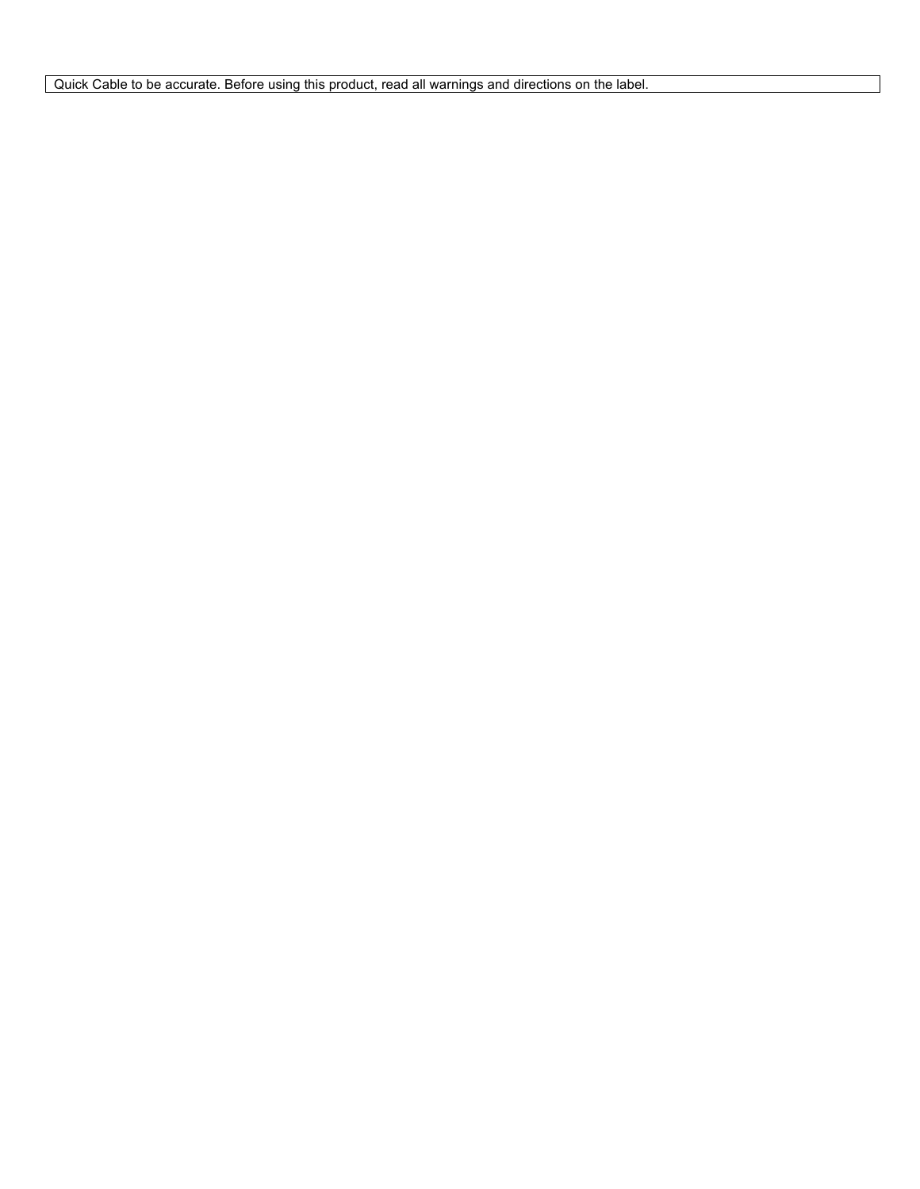Quick Cable to be accurate. Before using this product, read all warnings and directions on the label.